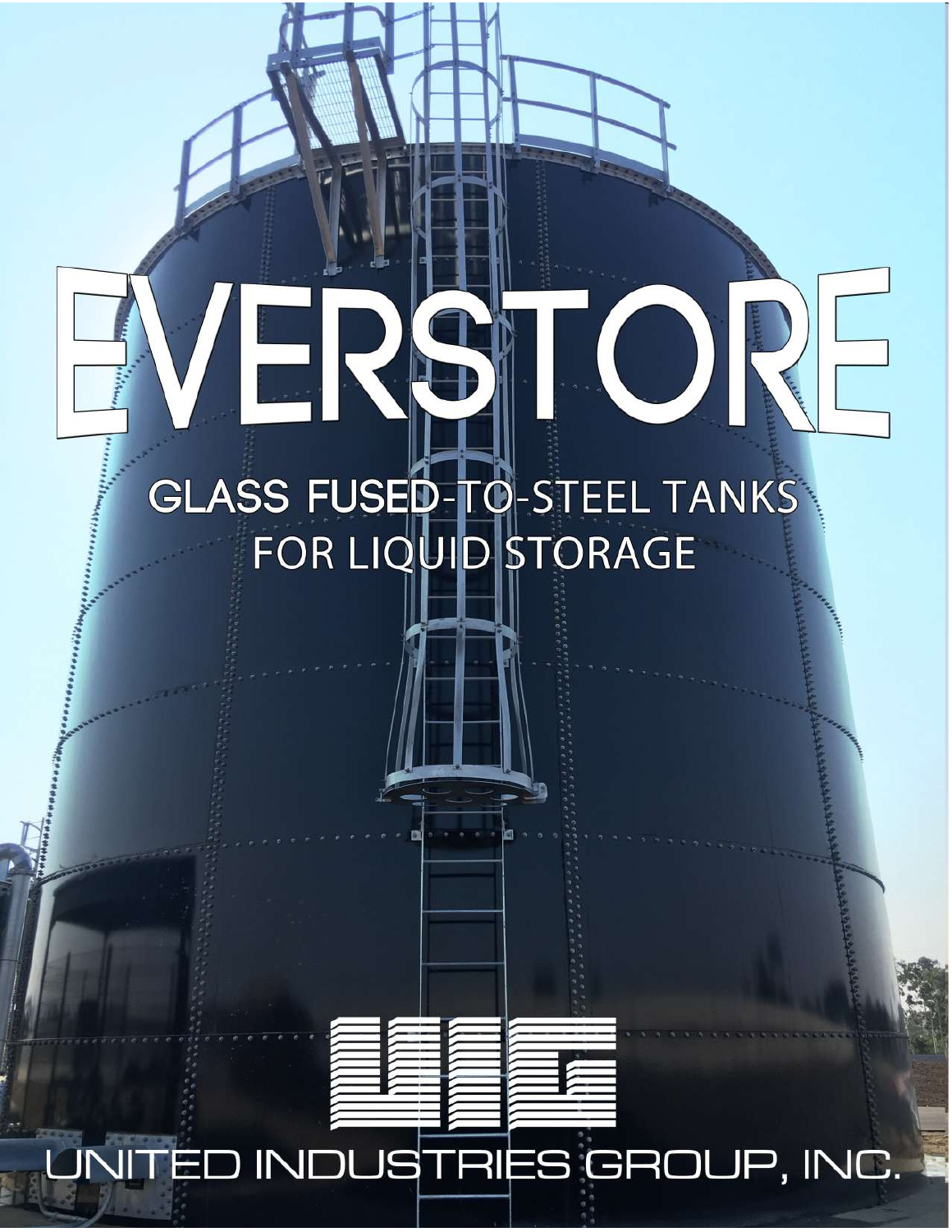# EVERSTORE

## GLASS FUSED-TO-STEEL TANKS FOR LIQUID STORAGE

UIG

UNITED INDUSTRIES GROUP, INC.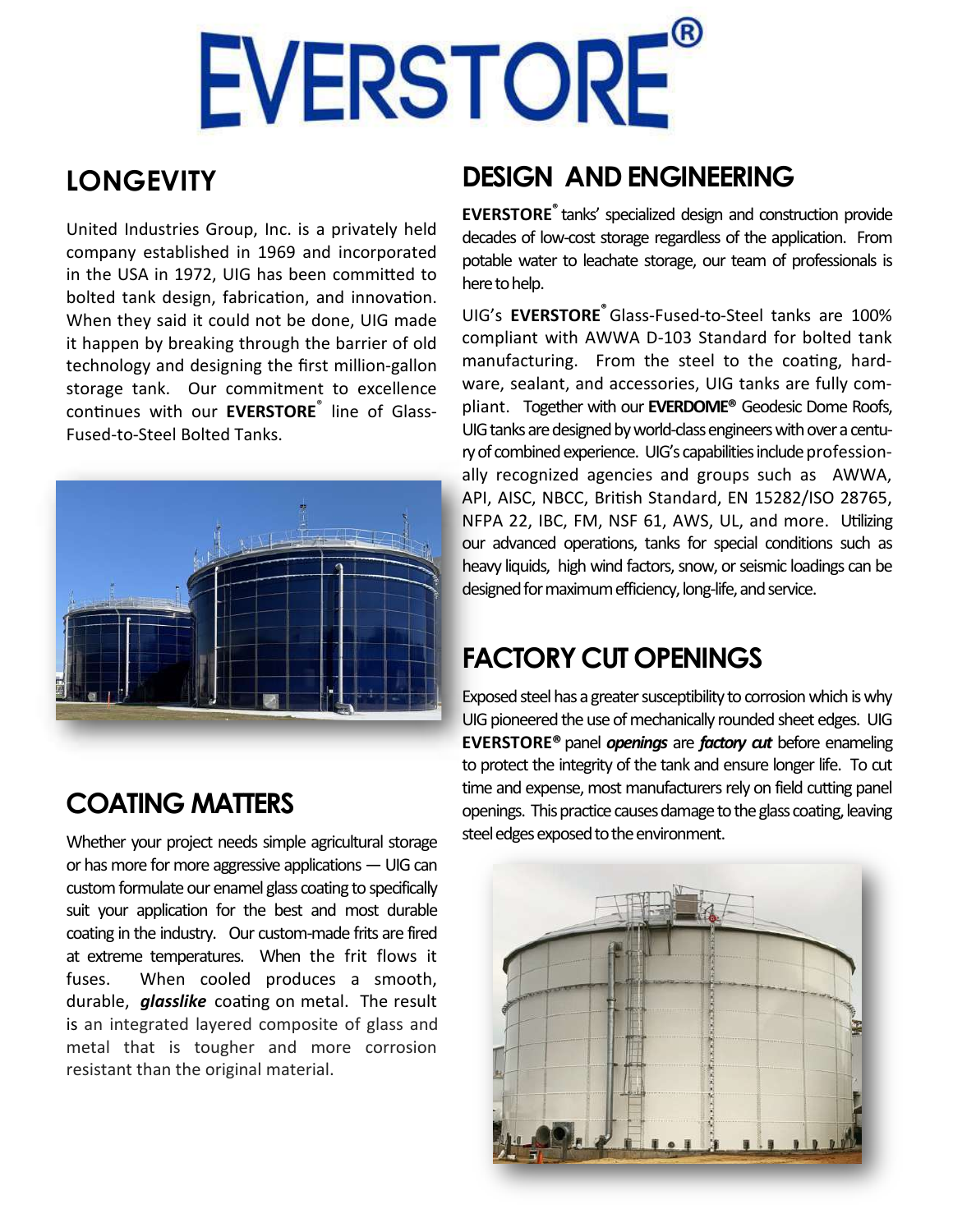# EVERSTORE®

## LONGEVITY

United Industries Group, Inc. is a privately held company established in 1969 and incorporated in the USA in 1972, UIG has been committed to bolted tank design, fabrication, and innovation. When they said it could not be done, UIG made it happen by breaking through the barrier of old technology and designing the first million-gallon storage tank. Our commitment to excellence continues with our **EVERSTORE**® line of Glass-Fused-to-Steel Bolted Tanks.

## COATING MATTERS

Whether your project needs simple agricultural storage or has more for more aggressive applications — UIG can custom formulate our enamel glass coating to specifically suit your application for the best and most durable coating in the industry. Our custom-made frits are fired at extreme temperatures. When the frit flows it fuses. When cooled produces a smooth, durable, ***glasslike*** coating on metal. The result is an integrated layered composite of glass and metal that is tougher and more corrosion resistant than the original material.

## DESIGN AND ENGINEERING

**EVERSTORE**® tanks' specialized design and construction provide decades of low-cost storage regardless of the application. From potable water to leachate storage, our team of professionals is here to help.

UIG's **EVERSTORE**® Glass-Fused-to-Steel tanks are 100% compliant with AWWA D-103 Standard for bolted tank manufacturing. From the steel to the coating, hardware, sealant, and accessories, UIG tanks are fully compliant. Together with our **EVERDOME®** Geodesic Dome Roofs, UIG tanks are designed by world-class engineers with over a century of combined experience. UIG's capabilities include professionally recognized agencies and groups such as AWWA, API, AISC, NBCC, British Standard, EN 15282/ISO 28765, NFPA 22, IBC, FM, NSF 61, AWS, UL, and more. Utilizing our advanced operations, tanks for special conditions such as heavy liquids, high wind factors, snow, or seismic loadings can be designed for maximum efficiency, long-life, and service.

## FACTORY CUT OPENINGS

Exposed steel has a greater susceptibility to corrosion which is why UIG pioneered the use of mechanically rounded sheet edges. UIG **EVERSTORE®** panel ***openings*** are ***factory cut*** before enameling to protect the integrity of the tank and ensure longer life. To cut time and expense, most manufacturers rely on field cutting panel openings. This practice causes damage to the glass coating, leaving steel edges exposed to the environment.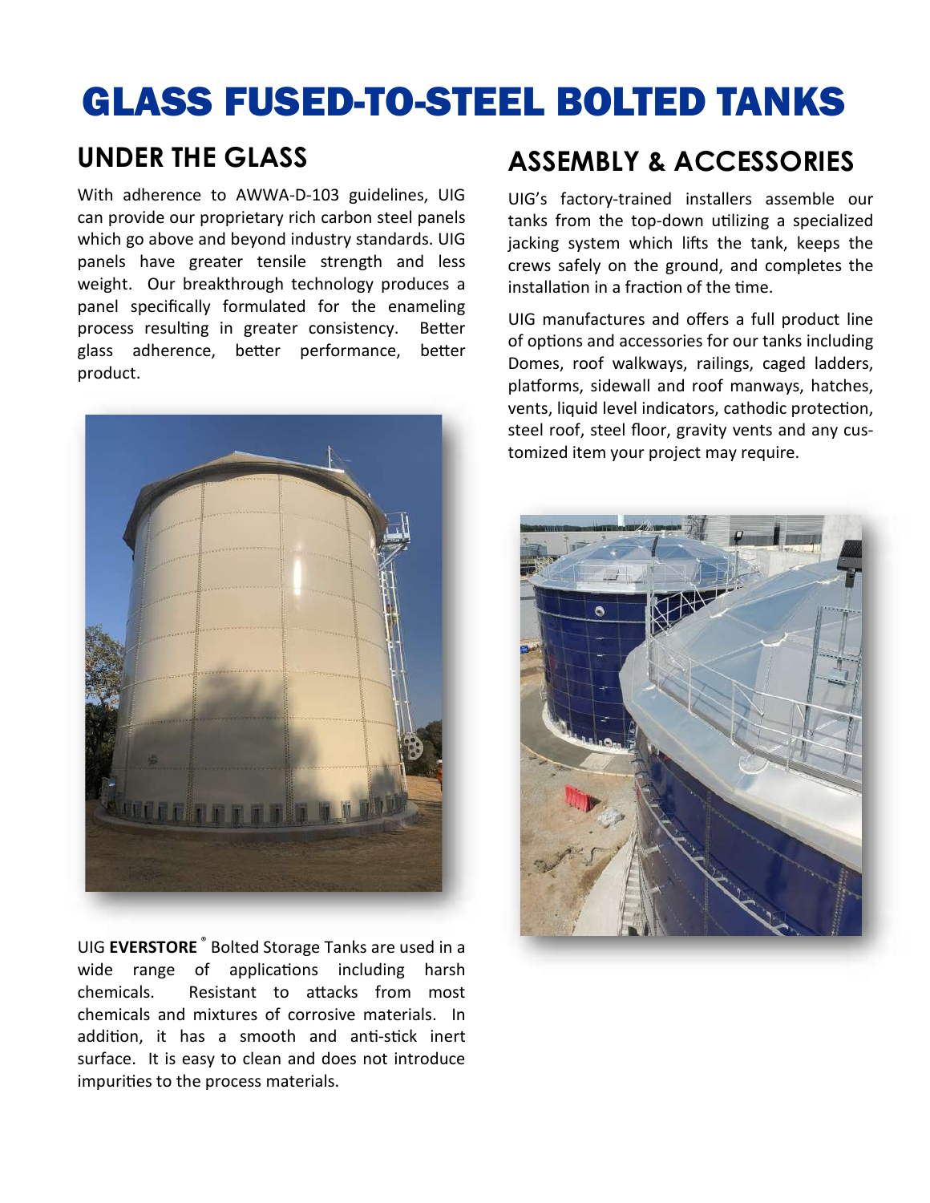# GLASS FUSED-TO-STEEL BOLTED TANKS

## UNDER THE GLASS

With adherence to AWWA-D-103 guidelines, UIG can provide our proprietary rich carbon steel panels which go above and beyond industry standards. UIG panels have greater tensile strength and less weight. Our breakthrough technology produces a panel specifically formulated for the enameling process resulting in greater consistency. Better glass adherence, better performance, better product.

UIG **EVERSTORE**® Bolted Storage Tanks are used in a wide range of applications including harsh chemicals. Resistant to attacks from most chemicals and mixtures of corrosive materials. In addition, it has a smooth and anti-stick inert surface. It is easy to clean and does not introduce impurities to the process materials.

## ASSEMBLY & ACCESSORIES

UIG's factory-trained installers assemble our tanks from the top-down utilizing a specialized jacking system which lifts the tank, keeps the crews safely on the ground, and completes the installation in a fraction of the time.

UIG manufactures and offers a full product line of options and accessories for our tanks including Domes, roof walkways, railings, caged ladders, platforms, sidewall and roof manways, hatches, vents, liquid level indicators, cathodic protection, steel roof, steel floor, gravity vents and any customized item your project may require.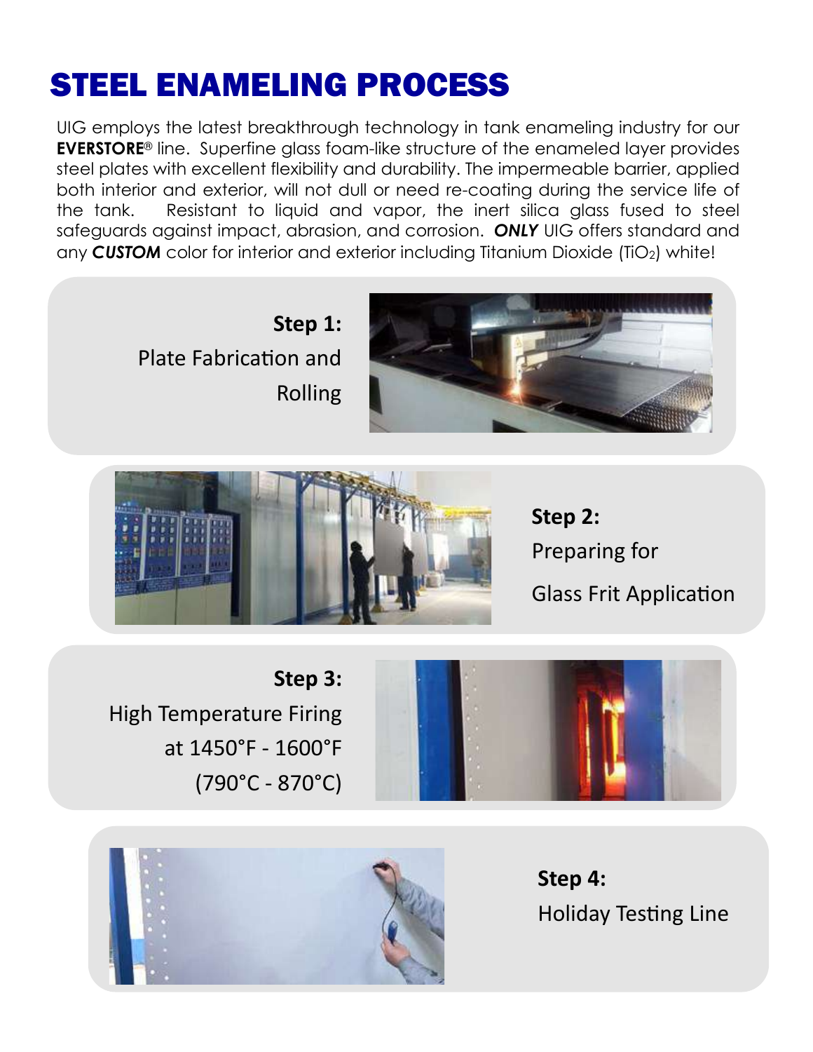# STEEL ENAMELING PROCESS

UIG employs the latest breakthrough technology in tank enameling industry for our **EVERSTORE®** line. Superfine glass foam-like structure of the enameled layer provides steel plates with excellent flexibility and durability. The impermeable barrier, applied both interior and exterior, will not dull or need re-coating during the service life of the tank. Resistant to liquid and vapor, the inert silica glass fused to steel safeguards against impact, abrasion, and corrosion. ***ONLY*** UIG offers standard and any ***CUSTOM*** color for interior and exterior including Titanium Dioxide ($TiO_2$) white!

**Step 1:**
Plate Fabrication and Rolling

**Step 2:**
Preparing for Glass Frit Application

**Step 3:**
High Temperature Firing at 1450°F - 1600°F (790°C - 870°C)

**Step 4:**
Holiday Testing Line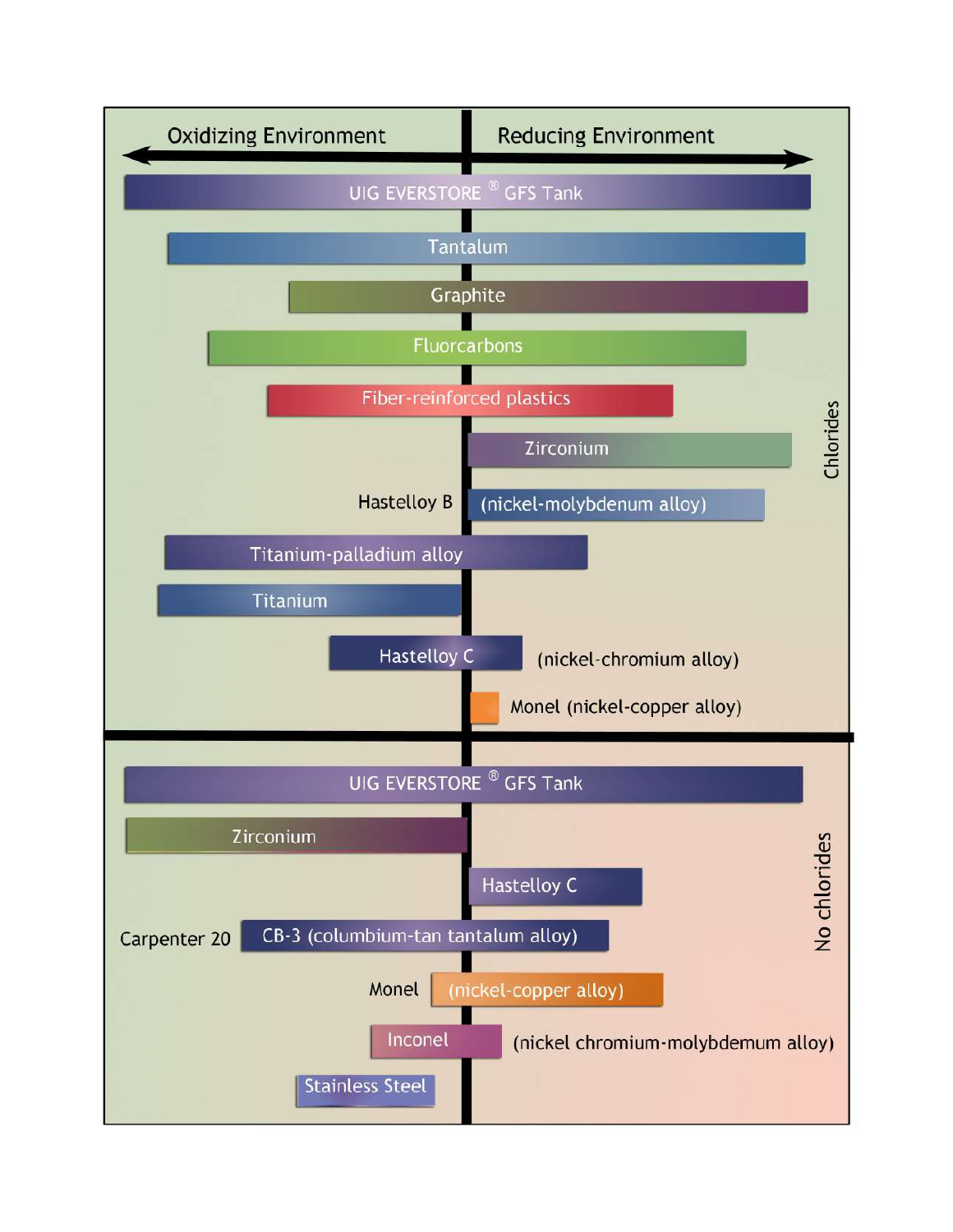Oxidizing Environment ← → Reducing Environment

**Chlorides**

- UIG EVERSTORE ® GFS Tank
- Tantalum
- Graphite
- Fluorcarbons
- Fiber-reinforced plastics
- Zirconium
- Hastelloy B (nickel-molybdenum alloy)
- Titanium-palladium alloy
- Titanium
- Hastelloy C (nickel-chromium alloy)
- Monel (nickel-copper alloy)

**No chlorides**

- UIG EVERSTORE ® GFS Tank
- Zirconium
- Hastelloy C
- Carpenter 20 CB-3 (columbium-tan tantalum alloy)
- Monel (nickel-copper alloy)
- Inconel (nickel chromium-molybdemum alloy)
- Stainless Steel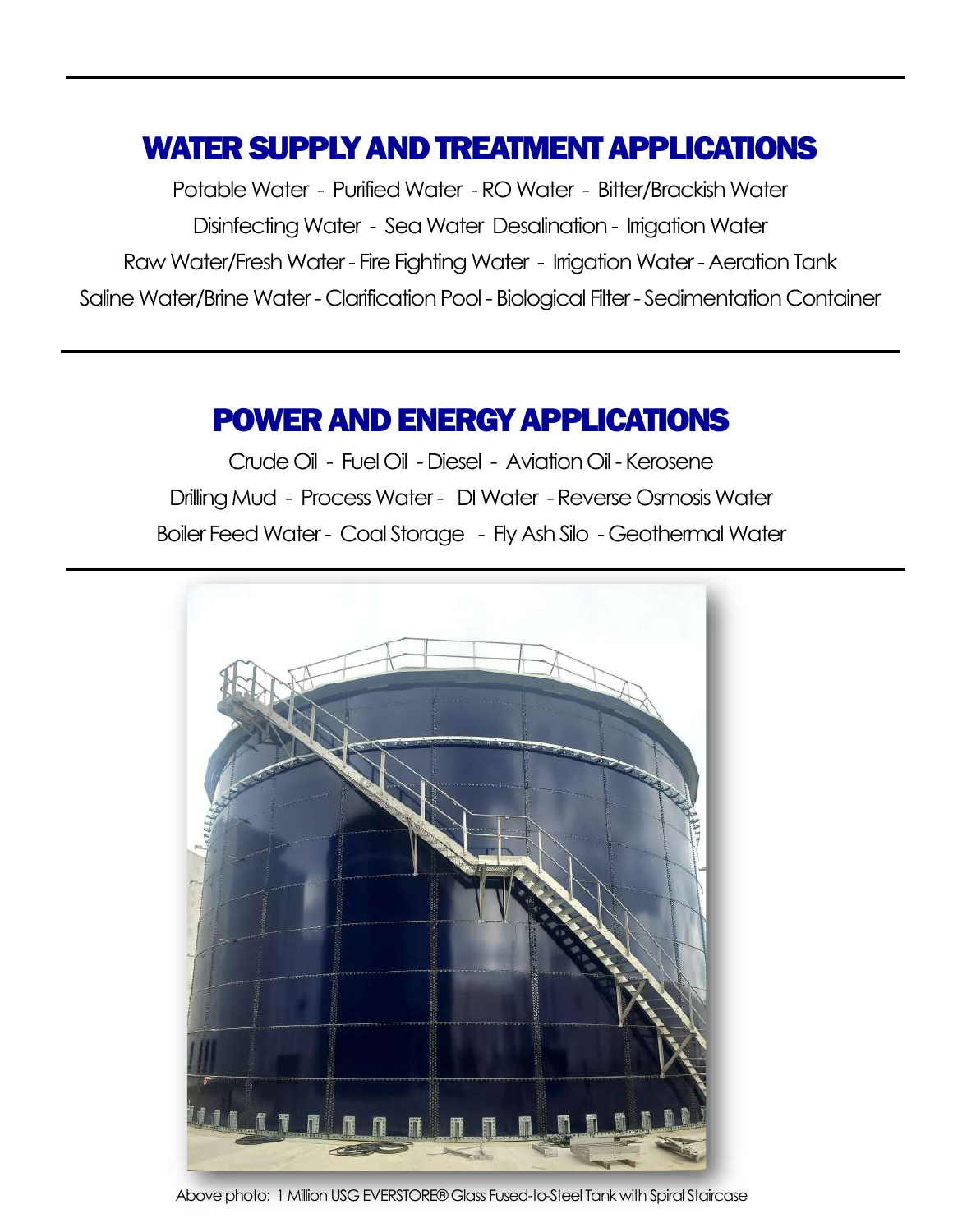## WATER SUPPLY AND TREATMENT APPLICATIONS

Potable Water - Purified Water - RO Water - Bitter/Brackish Water
Disinfecting Water - Sea Water Desalination - Irrigation Water
Raw Water/Fresh Water - Fire Fighting Water - Irrigation Water - Aeration Tank
Saline Water/Brine Water - Clarification Pool - Biological Filter - Sedimentation Container

## POWER AND ENERGY APPLICATIONS

Crude Oil - Fuel Oil - Diesel - Aviation Oil - Kerosene
Drilling Mud - Process Water - DI Water - Reverse Osmosis Water
Boiler Feed Water - Coal Storage - Fly Ash Silo - Geothermal Water

Above photo: 1 Million USG EVERSTORE® Glass Fused-to-Steel Tank with Spiral Staircase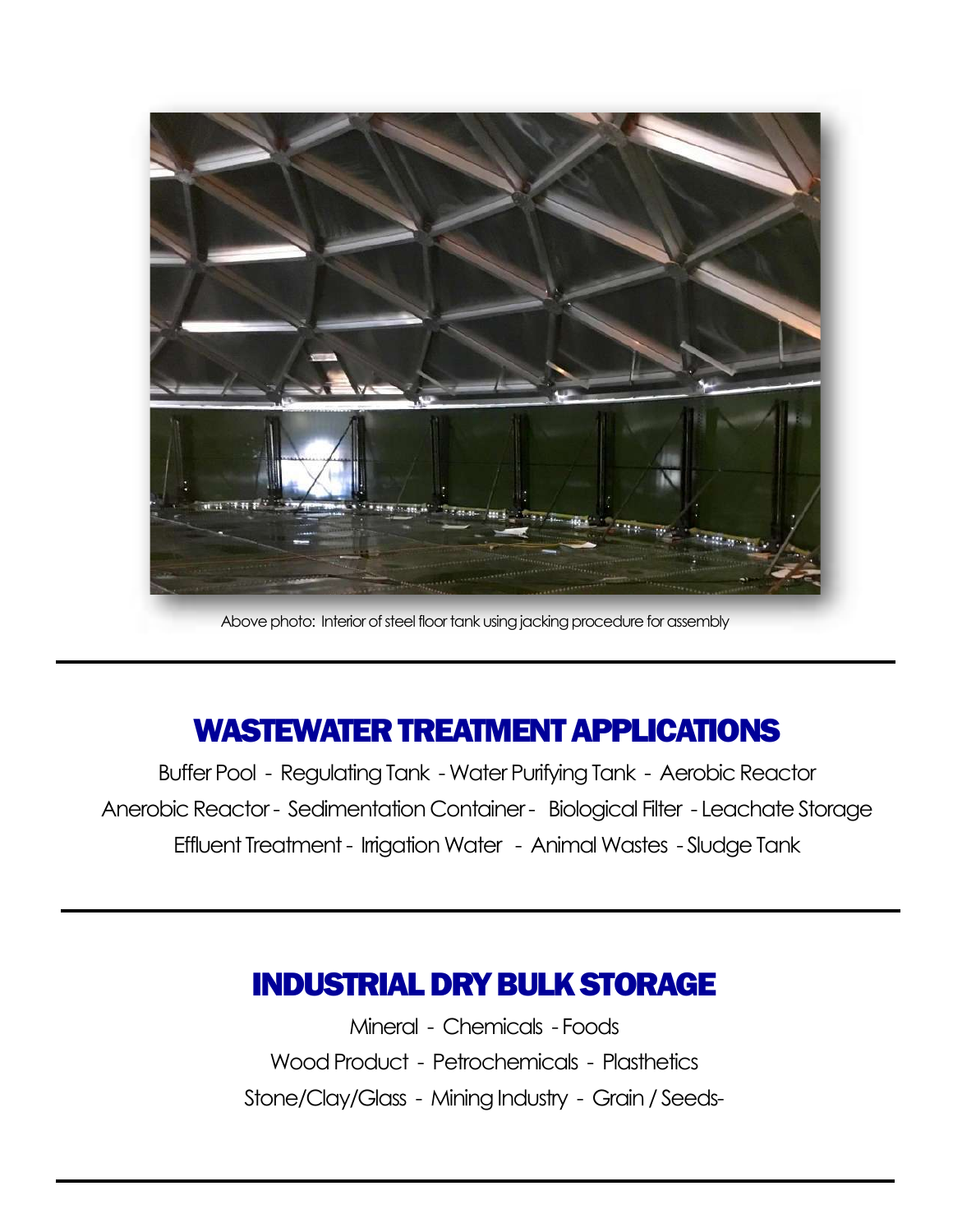Above photo: Interior of steel floor tank using jacking procedure for assembly

## WASTEWATER TREATMENT APPLICATIONS

Buffer Pool - Regulating Tank - Water Purifying Tank - Aerobic Reactor
Anerobic Reactor - Sedimentation Container - Biological Filter - Leachate Storage
Effluent Treatment - Irrigation Water - Animal Wastes - Sludge Tank

## INDUSTRIAL DRY BULK STORAGE

Mineral - Chemicals - Foods
Wood Product - Petrochemicals - Plasthetics
Stone/Clay/Glass - Mining Industry - Grain / Seeds-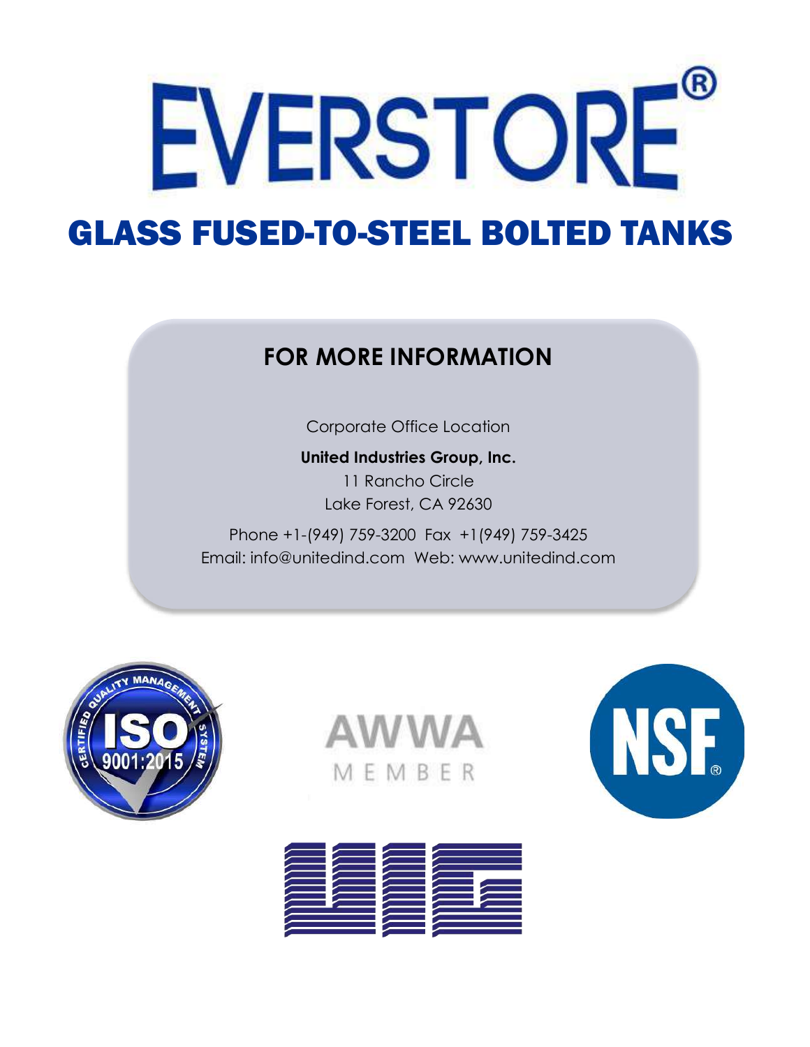# EVERSTORE®

## GLASS FUSED-TO-STEEL BOLTED TANKS

### FOR MORE INFORMATION

Corporate Office Location

**United Industries Group, Inc.**
11 Rancho Circle
Lake Forest, CA 92630

Phone +1-(949) 759-3200  Fax  +1(949) 759-3425
Email: info@unitedind.com  Web: www.unitedind.com